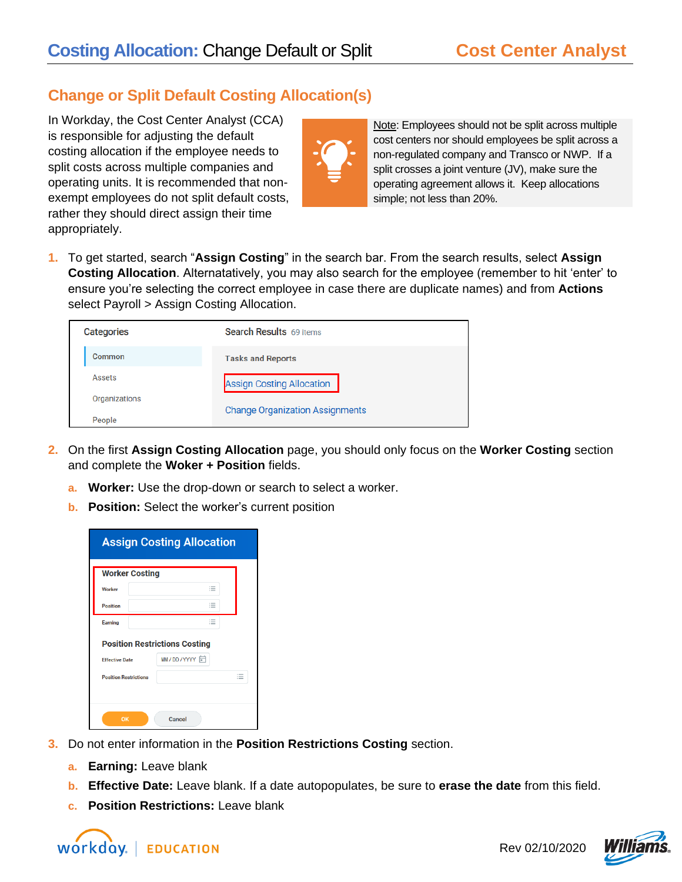# Costing Allocation: Change Default or Split

**Cost Center Analyst**

## Change or Split Default Costing Allocation(s)

In Workday, the Cost Center Analyst (CCA) is responsible for adjusting the default costing allocation if the employee needs to split costs across multiple companies and operating units. It is recommended that non-exempt employees do not split default costs, rather they should direct assign their time appropriately.

Note: Employees should not be split across multiple cost centers nor should employees be split across a non-regulated company and Transco or NWP. If a split crosses a joint venture (JV), make sure the operating agreement allows it. Keep allocations simple; not less than 20%.

1. To get started, search "**Assign Costing**" in the search bar. From the search results, select **Assign Costing Allocation**. Alternatatively, you may also search for the employee (remember to hit 'enter' to ensure you're selecting the correct employee in case there are duplicate names) and from **Actions** select Payroll > Assign Costing Allocation.

2. On the first **Assign Costing Allocation** page, you should only focus on the **Worker Costing** section and complete the **Woker + Position** fields.
   a. **Worker:** Use the drop-down or search to select a worker.
   b. **Position:** Select the worker's current position

3. Do not enter information in the **Position Restrictions Costing** section.
   a. **Earning:** Leave blank
   b. **Effective Date:** Leave blank. If a date autopopulates, be sure to **erase the date** from this field.
   c. **Position Restrictions:** Leave blank

Rev 02/10/2020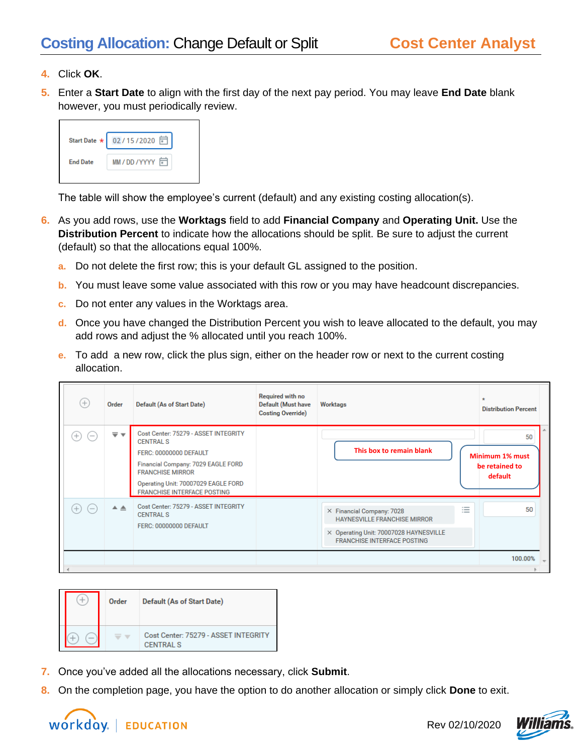4. Click **OK**.
5. Enter a **Start Date** to align with the first day of the next pay period. You may leave **End Date** blank however, you must periodically review.

| | |
|---|---|
| Start Date * | 02 / 15 / 2020 |
| End Date | MM / DD / YYYY |

The table will show the employee's current (default) and any existing costing allocation(s).

6. As you add rows, use the **Worktags** field to add **Financial Company** and **Operating Unit.** Use the **Distribution Percent** to indicate how the allocations should be split. Be sure to adjust the current (default) so that the allocations equal 100%.
   a. Do not delete the first row; this is your default GL assigned to the position.
   b. You must leave some value associated with this row or you may have headcount discrepancies.
   c. Do not enter any values in the Worktags area.
   d. Once you have changed the Distribution Percent you wish to leave allocated to the default, you may add rows and adjust the % allocated until you reach 100%.
   e. To add a new row, click the plus sign, either on the header row or next to the current costing allocation.

| ⊕ | Order | Default (As of Start Date) | Required with no Default (Must have Costing Override) | Worktags | * Distribution Percent |
|---|---|---|---|---|---|
| ⊕ ⊖ | | Cost Center: 75279 - ASSET INTEGRITY CENTRAL S<br>FERC: 00000000 DEFAULT<br>Financial Company: 7029 EAGLE FORD FRANCHISE MIRROR<br>Operating Unit: 70007029 EAGLE FORD FRANCHISE INTERFACE POSTING | | This box to remain blank | 50<br>Minimum 1% must be retained to default |
| ⊕ ⊖ | | Cost Center: 75279 - ASSET INTEGRITY CENTRAL S<br>FERC: 00000000 DEFAULT | | × Financial Company: 7028 HAYNESVILLE FRANCHISE MIRROR<br>× Operating Unit: 70007028 HAYNESVILLE FRANCHISE INTERFACE POSTING | 50 |
| | | | | | 100.00% |

| ⊕ | Order | Default (As of Start Date) |
|---|---|---|
| ⊕ ⊖ | | Cost Center: 75279 - ASSET INTEGRITY CENTRAL S |

7. Once you've added all the allocations necessary, click **Submit**.
8. On the completion page, you have the option to do another allocation or simply click **Done** to exit.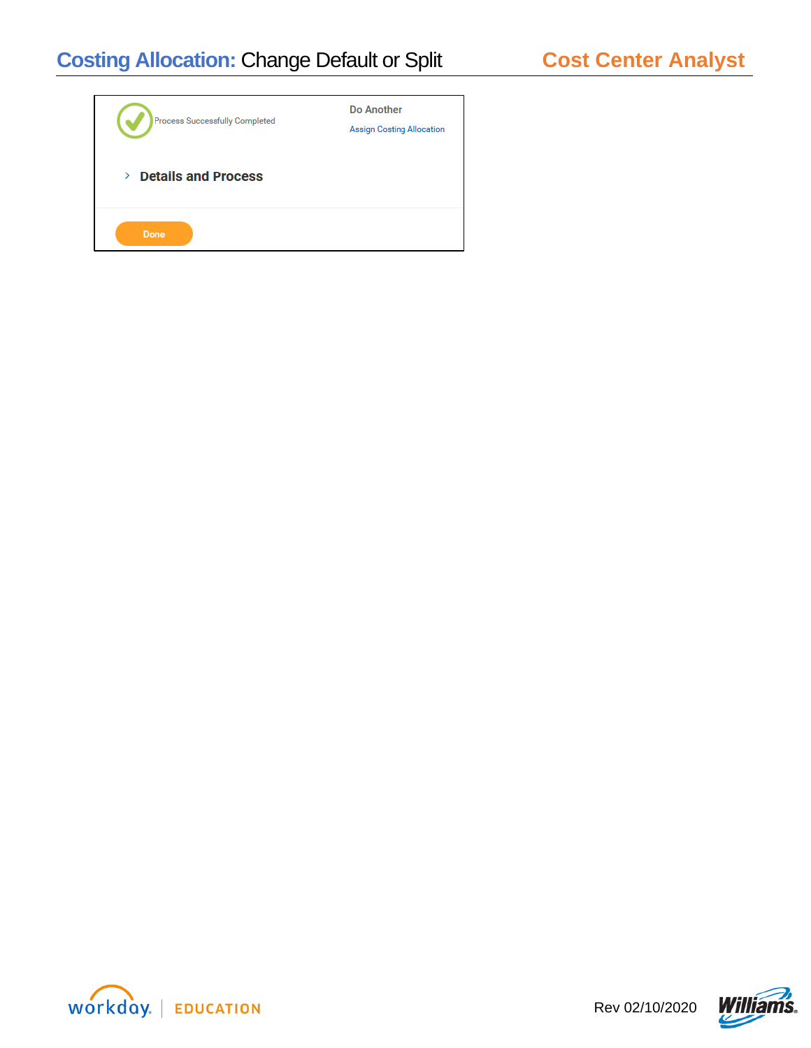Process Successfully Completed

Do Another

Assign Costing Allocation

› Details and Process

Done